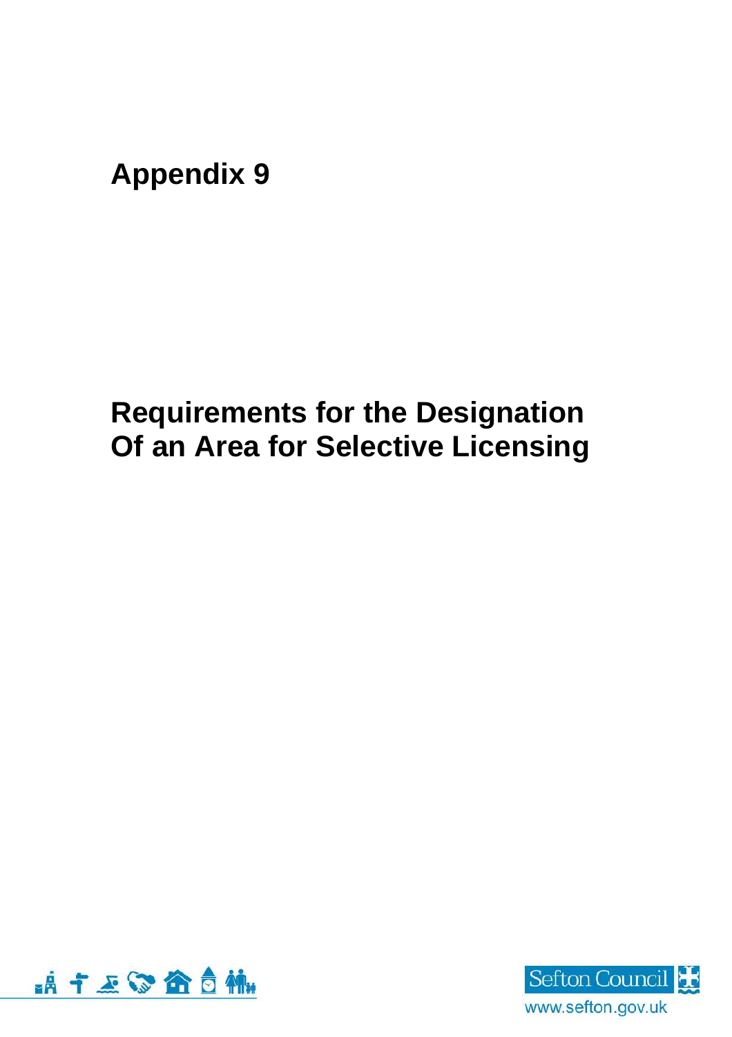# Appendix 9

# Requirements for the Designation Of an Area for Selective Licensing

Sefton Council

www.sefton.gov.uk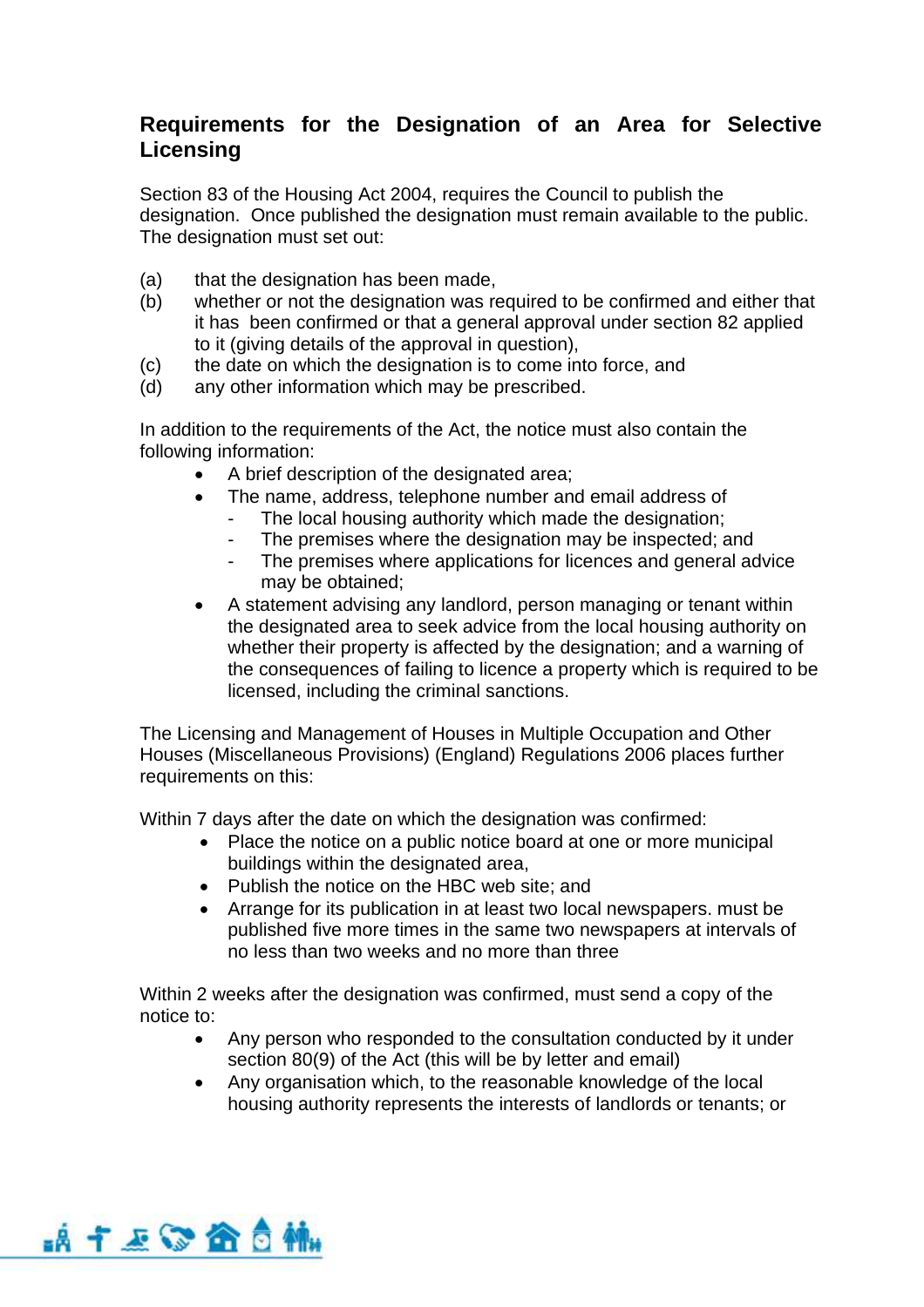## Requirements for the Designation of an Area for Selective Licensing

Section 83 of the Housing Act 2004, requires the Council to publish the designation. Once published the designation must remain available to the public. The designation must set out:

(a) that the designation has been made,
(b) whether or not the designation was required to be confirmed and either that it has been confirmed or that a general approval under section 82 applied to it (giving details of the approval in question),
(c) the date on which the designation is to come into force, and
(d) any other information which may be prescribed.

In addition to the requirements of the Act, the notice must also contain the following information:

- A brief description of the designated area;
- The name, address, telephone number and email address of
  - The local housing authority which made the designation;
  - The premises where the designation may be inspected; and
  - The premises where applications for licences and general advice may be obtained;
- A statement advising any landlord, person managing or tenant within the designated area to seek advice from the local housing authority on whether their property is affected by the designation; and a warning of the consequences of failing to licence a property which is required to be licensed, including the criminal sanctions.

The Licensing and Management of Houses in Multiple Occupation and Other Houses (Miscellaneous Provisions) (England) Regulations 2006 places further requirements on this:

Within 7 days after the date on which the designation was confirmed:

- Place the notice on a public notice board at one or more municipal buildings within the designated area,
- Publish the notice on the HBC web site; and
- Arrange for its publication in at least two local newspapers. must be published five more times in the same two newspapers at intervals of no less than two weeks and no more than three

Within 2 weeks after the designation was confirmed, must send a copy of the notice to:

- Any person who responded to the consultation conducted by it under section 80(9) of the Act (this will be by letter and email)
- Any organisation which, to the reasonable knowledge of the local housing authority represents the interests of landlords or tenants; or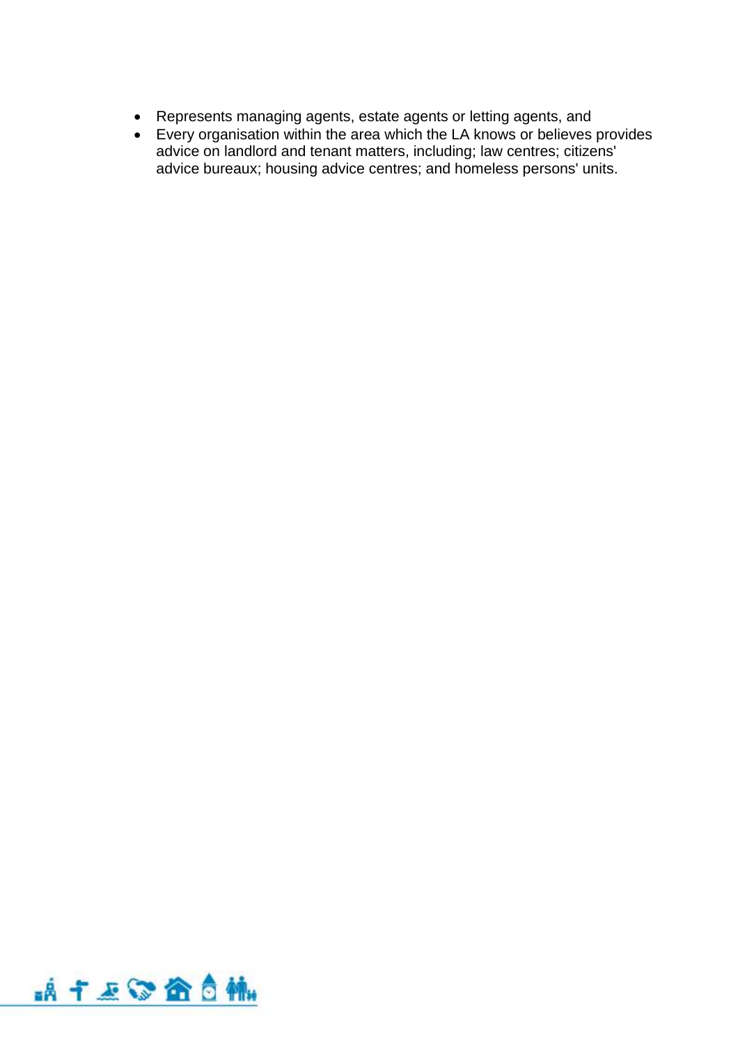- Represents managing agents, estate agents or letting agents, and
- Every organisation within the area which the LA knows or believes provides advice on landlord and tenant matters, including; law centres; citizens' advice bureaux; housing advice centres; and homeless persons' units.